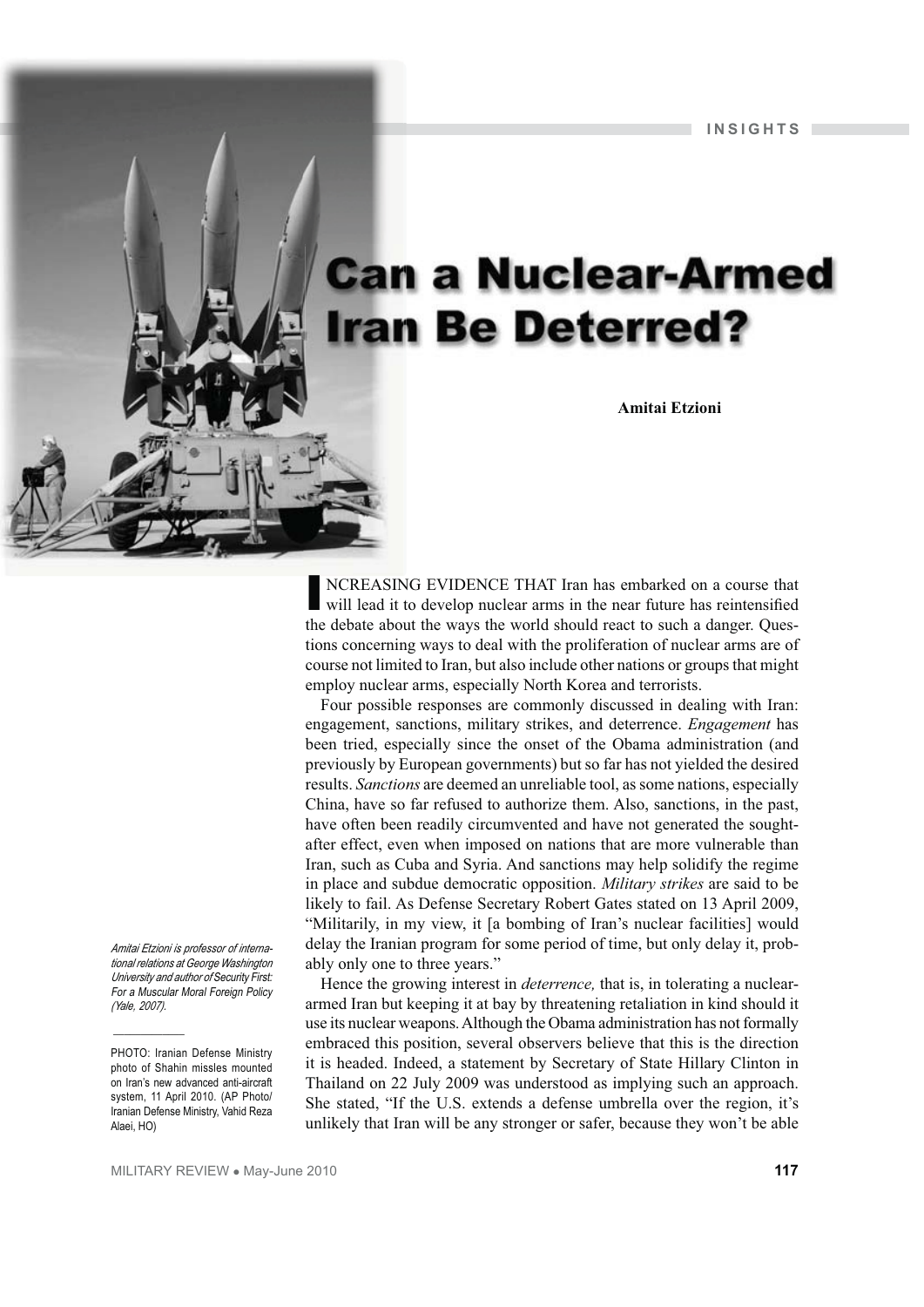# Can a Nuclear-Armed Iran Be Deterred?

**Amitai Etzioni**

*Amitai Etzioni is professor of international relations at George Washington University and author of* Security First: For a Muscular Moral Foreign Policy *(Yale, 2007).*

PHOTO: Iranian Defense Ministry photo of Shahin missles mounted on Iran's new advanced anti-aircraft system, 11 April 2010. (AP Photo/ Iranian Defense Ministry, Vahid Reza Alaei, HO)

INCREASING EVIDENCE THAT Iran has embarked on a course that will lead it to develop nuclear arms in the near future has reintensified the debate about the ways the world should react to such a danger. Questions concerning ways to deal with the proliferation of nuclear arms are of course not limited to Iran, but also include other nations or groups that might employ nuclear arms, especially North Korea and terrorists.

Four possible responses are commonly discussed in dealing with Iran: engagement, sanctions, military strikes, and deterrence. *Engagement* has been tried, especially since the onset of the Obama administration (and previously by European governments) but so far has not yielded the desired results. *Sanctions* are deemed an unreliable tool, as some nations, especially China, have so far refused to authorize them. Also, sanctions, in the past, have often been readily circumvented and have not generated the sought-after effect, even when imposed on nations that are more vulnerable than Iran, such as Cuba and Syria. And sanctions may help solidify the regime in place and subdue democratic opposition. *Military strikes* are said to be likely to fail. As Defense Secretary Robert Gates stated on 13 April 2009, "Militarily, in my view, it [a bombing of Iran's nuclear facilities] would delay the Iranian program for some period of time, but only delay it, probably only one to three years."

Hence the growing interest in *deterrence,* that is, in tolerating a nuclear-armed Iran but keeping it at bay by threatening retaliation in kind should it use its nuclear weapons. Although the Obama administration has not formally embraced this position, several observers believe that this is the direction it is headed. Indeed, a statement by Secretary of State Hillary Clinton in Thailand on 22 July 2009 was understood as implying such an approach. She stated, "If the U.S. extends a defense umbrella over the region, it's unlikely that Iran will be any stronger or safer, because they won't be able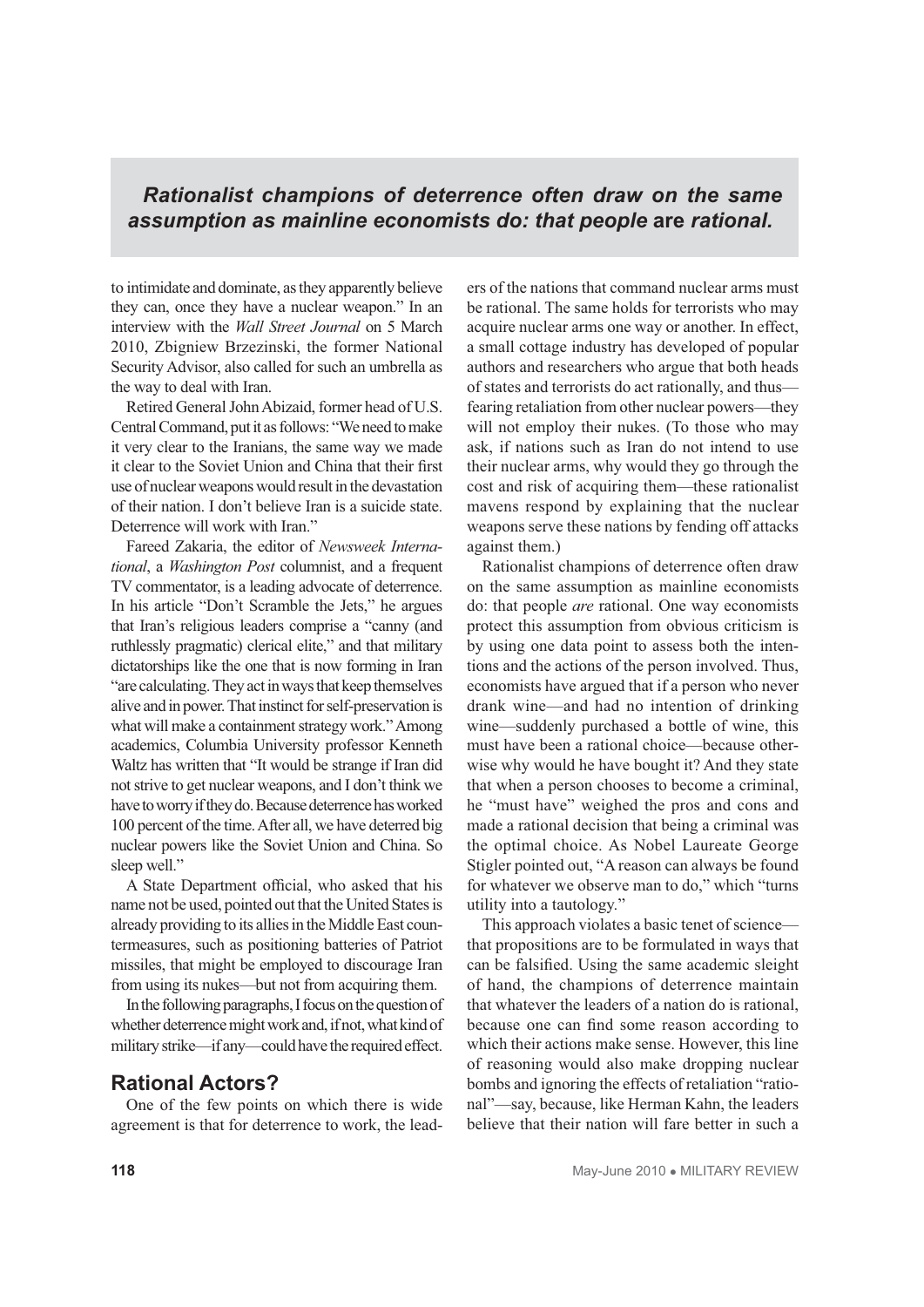*Rationalist champions of deterrence often draw on the same assumption as mainline economists do: that people* **are** *rational.*

to intimidate and dominate, as they apparently believe they can, once they have a nuclear weapon." In an interview with the *Wall Street Journal* on 5 March 2010, Zbigniew Brzezinski, the former National Security Advisor, also called for such an umbrella as the way to deal with Iran.

Retired General John Abizaid, former head of U.S. Central Command, put it as follows: "We need to make it very clear to the Iranians, the same way we made it clear to the Soviet Union and China that their first use of nuclear weapons would result in the devastation of their nation. I don't believe Iran is a suicide state. Deterrence will work with Iran."

Fareed Zakaria, the editor of *Newsweek International*, a *Washington Post* columnist, and a frequent TV commentator, is a leading advocate of deterrence. In his article "Don't Scramble the Jets," he argues that Iran's religious leaders comprise a "canny (and ruthlessly pragmatic) clerical elite," and that military dictatorships like the one that is now forming in Iran "are calculating. They act in ways that keep themselves alive and in power. That instinct for self-preservation is what will make a containment strategy work." Among academics, Columbia University professor Kenneth Waltz has written that "It would be strange if Iran did not strive to get nuclear weapons, and I don't think we have to worry if they do. Because deterrence has worked 100 percent of the time. After all, we have deterred big nuclear powers like the Soviet Union and China. So sleep well."

A State Department official, who asked that his name not be used, pointed out that the United States is already providing to its allies in the Middle East countermeasures, such as positioning batteries of Patriot missiles, that might be employed to discourage Iran from using its nukes—but not from acquiring them.

In the following paragraphs, I focus on the question of whether deterrence might work and, if not, what kind of military strike—if any—could have the required effect.

## Rational Actors?

One of the few points on which there is wide agreement is that for deterrence to work, the leaders of the nations that command nuclear arms must be rational. The same holds for terrorists who may acquire nuclear arms one way or another. In effect, a small cottage industry has developed of popular authors and researchers who argue that both heads of states and terrorists do act rationally, and thus—fearing retaliation from other nuclear powers—they will not employ their nukes. (To those who may ask, if nations such as Iran do not intend to use their nuclear arms, why would they go through the cost and risk of acquiring them—these rationalist mavens respond by explaining that the nuclear weapons serve these nations by fending off attacks against them.)

Rationalist champions of deterrence often draw on the same assumption as mainline economists do: that people *are* rational. One way economists protect this assumption from obvious criticism is by using one data point to assess both the intentions and the actions of the person involved. Thus, economists have argued that if a person who never drank wine—and had no intention of drinking wine—suddenly purchased a bottle of wine, this must have been a rational choice—because otherwise why would he have bought it? And they state that when a person chooses to become a criminal, he "must have" weighed the pros and cons and made a rational decision that being a criminal was the optimal choice. As Nobel Laureate George Stigler pointed out, "A reason can always be found for whatever we observe man to do," which "turns utility into a tautology."

This approach violates a basic tenet of science—that propositions are to be formulated in ways that can be falsified. Using the same academic sleight of hand, the champions of deterrence maintain that whatever the leaders of a nation do is rational, because one can find some reason according to which their actions make sense. However, this line of reasoning would also make dropping nuclear bombs and ignoring the effects of retaliation "rational"—say, because, like Herman Kahn, the leaders believe that their nation will fare better in such a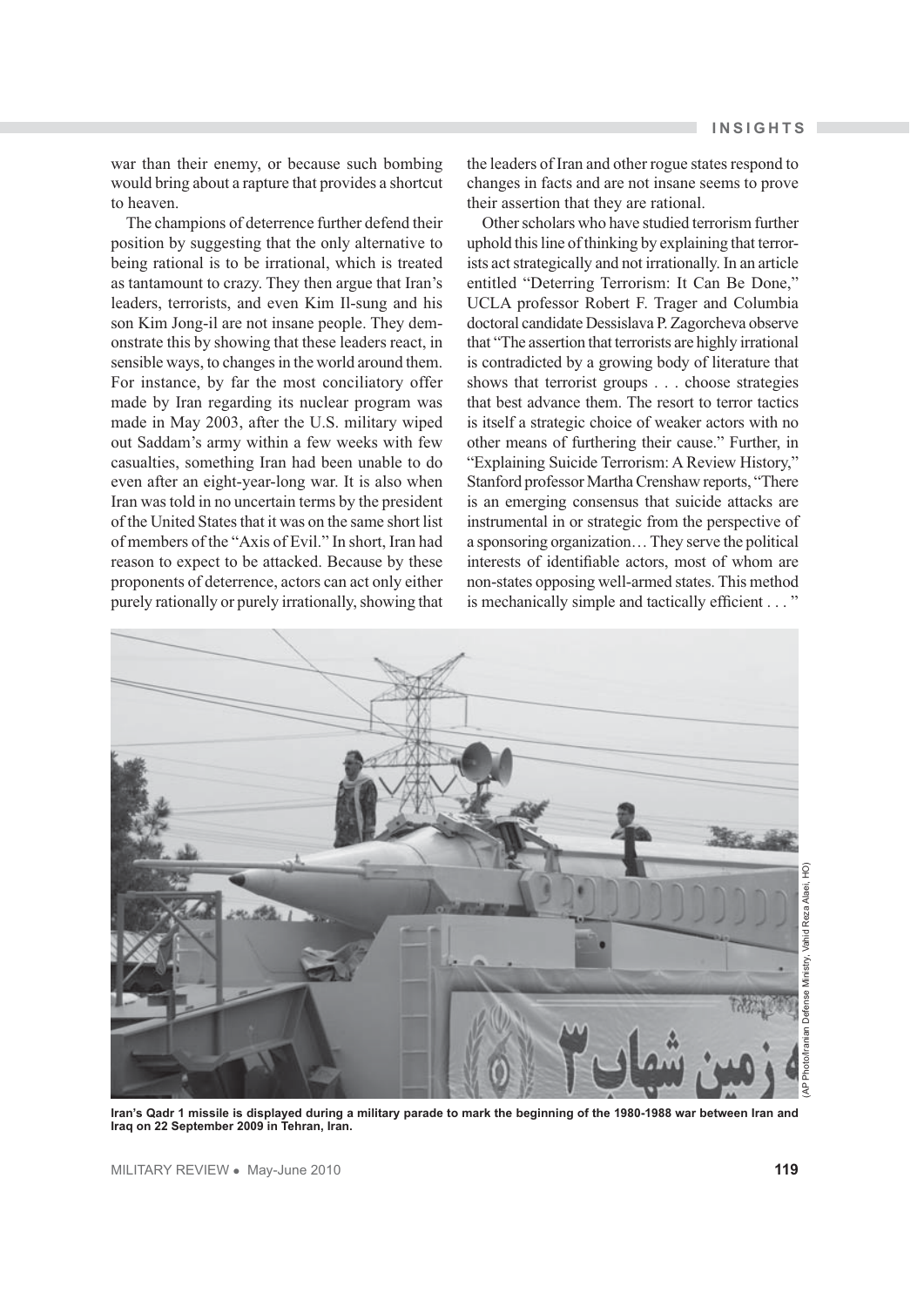war than their enemy, or because such bombing would bring about a rapture that provides a shortcut to heaven.

The champions of deterrence further defend their position by suggesting that the only alternative to being rational is to be irrational, which is treated as tantamount to crazy. They then argue that Iran's leaders, terrorists, and even Kim Il-sung and his son Kim Jong-il are not insane people. They demonstrate this by showing that these leaders react, in sensible ways, to changes in the world around them. For instance, by far the most conciliatory offer made by Iran regarding its nuclear program was made in May 2003, after the U.S. military wiped out Saddam's army within a few weeks with few casualties, something Iran had been unable to do even after an eight-year-long war. It is also when Iran was told in no uncertain terms by the president of the United States that it was on the same short list of members of the "Axis of Evil." In short, Iran had reason to expect to be attacked. Because by these proponents of deterrence, actors can act only either purely rationally or purely irrationally, showing that the leaders of Iran and other rogue states respond to changes in facts and are not insane seems to prove their assertion that they are rational.

Other scholars who have studied terrorism further uphold this line of thinking by explaining that terrorists act strategically and not irrationally. In an article entitled "Deterring Terrorism: It Can Be Done," UCLA professor Robert F. Trager and Columbia doctoral candidate Dessislava P. Zagorcheva observe that "The assertion that terrorists are highly irrational is contradicted by a growing body of literature that shows that terrorist groups . . . choose strategies that best advance them. The resort to terror tactics is itself a strategic choice of weaker actors with no other means of furthering their cause." Further, in "Explaining Suicide Terrorism: A Review History," Stanford professor Martha Crenshaw reports, "There is an emerging consensus that suicide attacks are instrumental in or strategic from the perspective of a sponsoring organization… They serve the political interests of identifiable actors, most of whom are non-states opposing well-armed states. This method is mechanically simple and tactically efficient . . . "

(AP Photo/Iranian Defense Ministry, Vahid Reza Alaei, HO)

**Iran's Qadr 1 missile is displayed during a military parade to mark the beginning of the 1980-1988 war between Iran and Iraq on 22 September 2009 in Tehran, Iran.**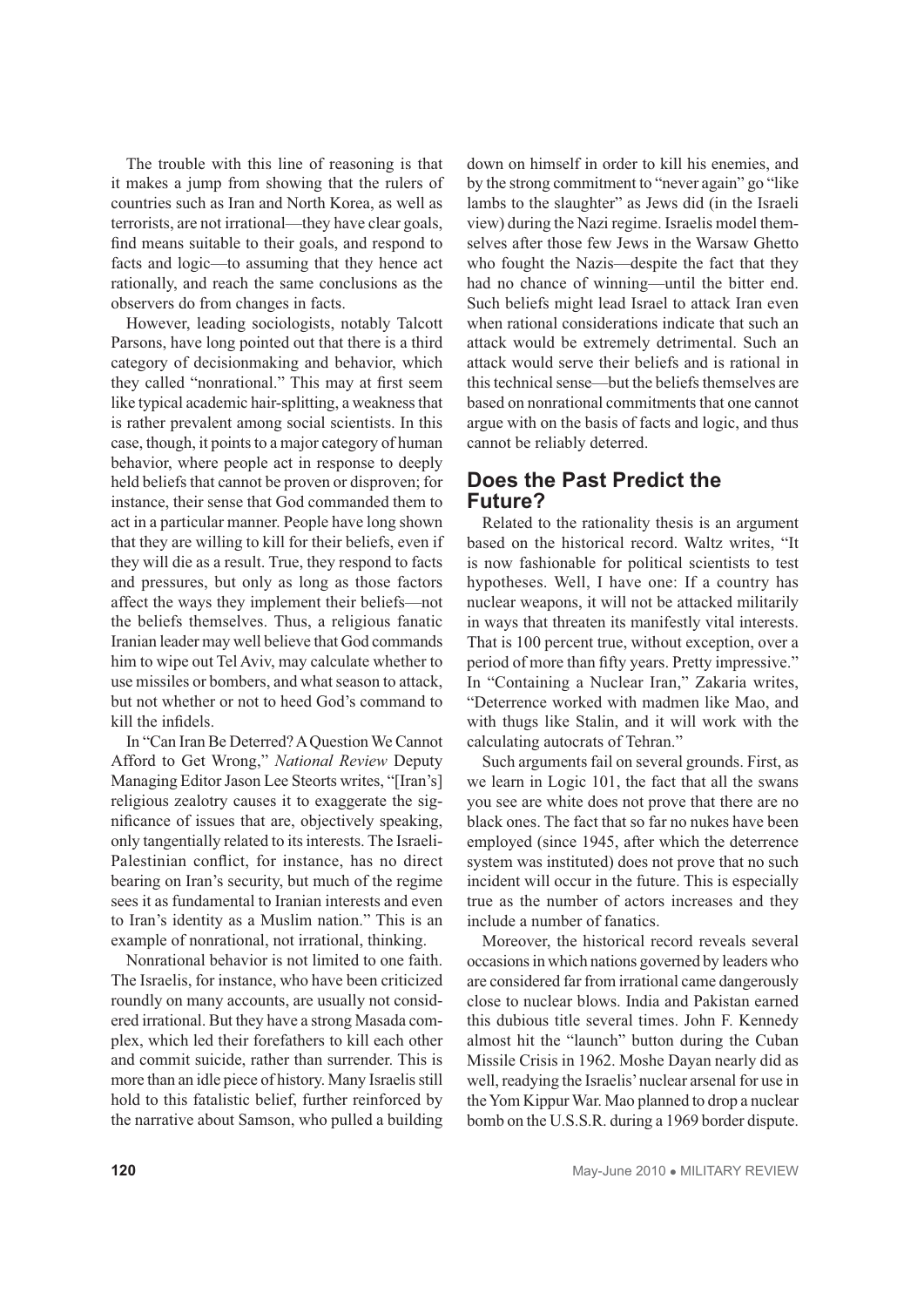The trouble with this line of reasoning is that it makes a jump from showing that the rulers of countries such as Iran and North Korea, as well as terrorists, are not irrational—they have clear goals, find means suitable to their goals, and respond to facts and logic—to assuming that they hence act rationally, and reach the same conclusions as the observers do from changes in facts.

However, leading sociologists, notably Talcott Parsons, have long pointed out that there is a third category of decisionmaking and behavior, which they called "nonrational." This may at first seem like typical academic hair-splitting, a weakness that is rather prevalent among social scientists. In this case, though, it points to a major category of human behavior, where people act in response to deeply held beliefs that cannot be proven or disproven; for instance, their sense that God commanded them to act in a particular manner. People have long shown that they are willing to kill for their beliefs, even if they will die as a result. True, they respond to facts and pressures, but only as long as those factors affect the ways they implement their beliefs—not the beliefs themselves. Thus, a religious fanatic Iranian leader may well believe that God commands him to wipe out Tel Aviv, may calculate whether to use missiles or bombers, and what season to attack, but not whether or not to heed God's command to kill the infidels.

In "Can Iran Be Deterred? A Question We Cannot Afford to Get Wrong," *National Review* Deputy Managing Editor Jason Lee Steorts writes, "[Iran's] religious zealotry causes it to exaggerate the significance of issues that are, objectively speaking, only tangentially related to its interests. The Israeli-Palestinian conflict, for instance, has no direct bearing on Iran's security, but much of the regime sees it as fundamental to Iranian interests and even to Iran's identity as a Muslim nation." This is an example of nonrational, not irrational, thinking.

Nonrational behavior is not limited to one faith. The Israelis, for instance, who have been criticized roundly on many accounts, are usually not considered irrational. But they have a strong Masada complex, which led their forefathers to kill each other and commit suicide, rather than surrender. This is more than an idle piece of history. Many Israelis still hold to this fatalistic belief, further reinforced by the narrative about Samson, who pulled a building down on himself in order to kill his enemies, and by the strong commitment to "never again" go "like lambs to the slaughter" as Jews did (in the Israeli view) during the Nazi regime. Israelis model themselves after those few Jews in the Warsaw Ghetto who fought the Nazis—despite the fact that they had no chance of winning—until the bitter end. Such beliefs might lead Israel to attack Iran even when rational considerations indicate that such an attack would be extremely detrimental. Such an attack would serve their beliefs and is rational in this technical sense—but the beliefs themselves are based on nonrational commitments that one cannot argue with on the basis of facts and logic, and thus cannot be reliably deterred.

## Does the Past Predict the Future?

Related to the rationality thesis is an argument based on the historical record. Waltz writes, "It is now fashionable for political scientists to test hypotheses. Well, I have one: If a country has nuclear weapons, it will not be attacked militarily in ways that threaten its manifestly vital interests. That is 100 percent true, without exception, over a period of more than fifty years. Pretty impressive." In "Containing a Nuclear Iran," Zakaria writes, "Deterrence worked with madmen like Mao, and with thugs like Stalin, and it will work with the calculating autocrats of Tehran."

Such arguments fail on several grounds. First, as we learn in Logic 101, the fact that all the swans you see are white does not prove that there are no black ones. The fact that so far no nukes have been employed (since 1945, after which the deterrence system was instituted) does not prove that no such incident will occur in the future. This is especially true as the number of actors increases and they include a number of fanatics.

Moreover, the historical record reveals several occasions in which nations governed by leaders who are considered far from irrational came dangerously close to nuclear blows. India and Pakistan earned this dubious title several times. John F. Kennedy almost hit the "launch" button during the Cuban Missile Crisis in 1962. Moshe Dayan nearly did as well, readying the Israelis' nuclear arsenal for use in the Yom Kippur War. Mao planned to drop a nuclear bomb on the U.S.S.R. during a 1969 border dispute.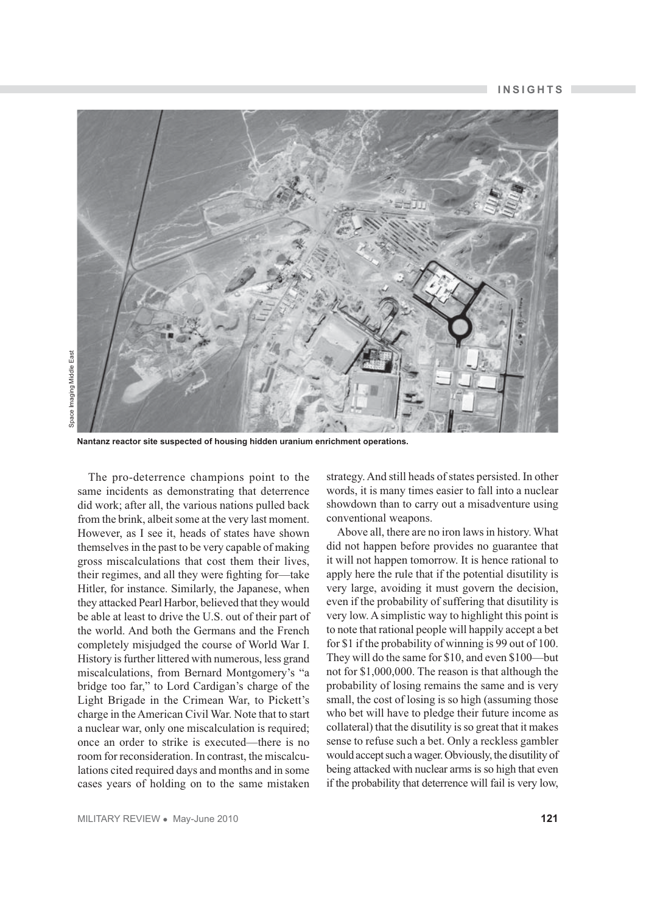Nantanz reactor site suspected of housing hidden uranium enrichment operations.

The pro-deterrence champions point to the same incidents as demonstrating that deterrence did work; after all, the various nations pulled back from the brink, albeit some at the very last moment. However, as I see it, heads of states have shown themselves in the past to be very capable of making gross miscalculations that cost them their lives, their regimes, and all they were fighting for—take Hitler, for instance. Similarly, the Japanese, when they attacked Pearl Harbor, believed that they would be able at least to drive the U.S. out of their part of the world. And both the Germans and the French completely misjudged the course of World War I. History is further littered with numerous, less grand miscalculations, from Bernard Montgomery's "a bridge too far," to Lord Cardigan's charge of the Light Brigade in the Crimean War, to Pickett's charge in the American Civil War. Note that to start a nuclear war, only one miscalculation is required; once an order to strike is executed—there is no room for reconsideration. In contrast, the miscalculations cited required days and months and in some cases years of holding on to the same mistaken strategy. And still heads of states persisted. In other words, it is many times easier to fall into a nuclear showdown than to carry out a misadventure using conventional weapons.

Above all, there are no iron laws in history. What did not happen before provides no guarantee that it will not happen tomorrow. It is hence rational to apply here the rule that if the potential disutility is very large, avoiding it must govern the decision, even if the probability of suffering that disutility is very low. A simplistic way to highlight this point is to note that rational people will happily accept a bet for $1 if the probability of winning is 99 out of 100. They will do the same for $10, and even $100—but not for $1,000,000. The reason is that although the probability of losing remains the same and is very small, the cost of losing is so high (assuming those who bet will have to pledge their future income as collateral) that the disutility is so great that it makes sense to refuse such a bet. Only a reckless gambler would accept such a wager. Obviously, the disutility of being attacked with nuclear arms is so high that even if the probability that deterrence will fail is very low,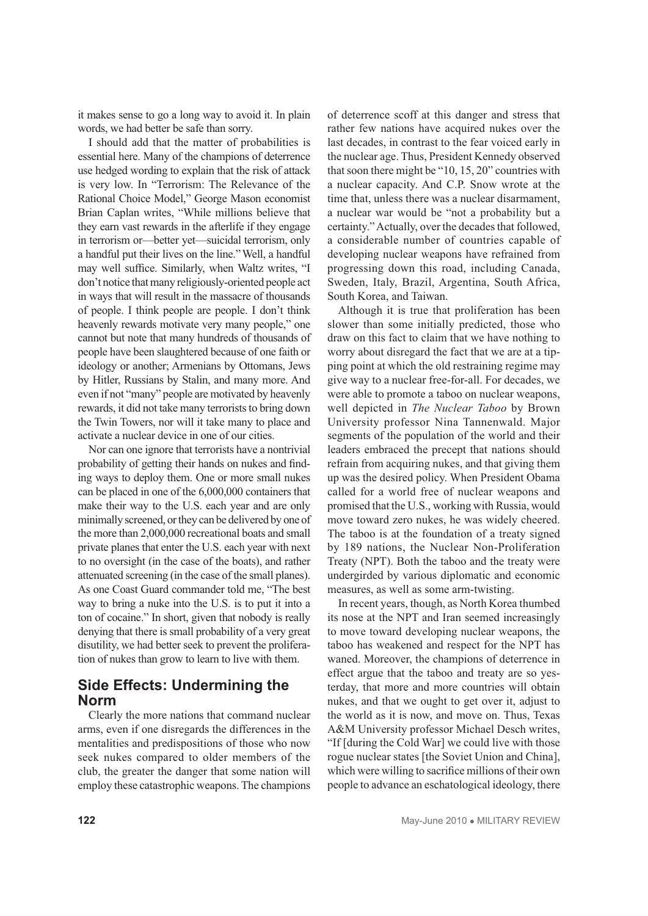it makes sense to go a long way to avoid it. In plain words, we had better be safe than sorry.

I should add that the matter of probabilities is essential here. Many of the champions of deterrence use hedged wording to explain that the risk of attack is very low. In "Terrorism: The Relevance of the Rational Choice Model," George Mason economist Brian Caplan writes, "While millions believe that they earn vast rewards in the afterlife if they engage in terrorism or—better yet—suicidal terrorism, only a handful put their lives on the line." Well, a handful may well suffice. Similarly, when Waltz writes, "I don't notice that many religiously-oriented people act in ways that will result in the massacre of thousands of people. I think people are people. I don't think heavenly rewards motivate very many people," one cannot but note that many hundreds of thousands of people have been slaughtered because of one faith or ideology or another; Armenians by Ottomans, Jews by Hitler, Russians by Stalin, and many more. And even if not "many" people are motivated by heavenly rewards, it did not take many terrorists to bring down the Twin Towers, nor will it take many to place and activate a nuclear device in one of our cities.

Nor can one ignore that terrorists have a nontrivial probability of getting their hands on nukes and finding ways to deploy them. One or more small nukes can be placed in one of the 6,000,000 containers that make their way to the U.S. each year and are only minimally screened, or they can be delivered by one of the more than 2,000,000 recreational boats and small private planes that enter the U.S. each year with next to no oversight (in the case of the boats), and rather attenuated screening (in the case of the small planes). As one Coast Guard commander told me, "The best way to bring a nuke into the U.S. is to put it into a ton of cocaine." In short, given that nobody is really denying that there is small probability of a very great disutility, we had better seek to prevent the proliferation of nukes than grow to learn to live with them.

## Side Effects: Undermining the Norm

Clearly the more nations that command nuclear arms, even if one disregards the differences in the mentalities and predispositions of those who now seek nukes compared to older members of the club, the greater the danger that some nation will employ these catastrophic weapons. The champions of deterrence scoff at this danger and stress that rather few nations have acquired nukes over the last decades, in contrast to the fear voiced early in the nuclear age. Thus, President Kennedy observed that soon there might be "10, 15, 20" countries with a nuclear capacity. And C.P. Snow wrote at the time that, unless there was a nuclear disarmament, a nuclear war would be "not a probability but a certainty." Actually, over the decades that followed, a considerable number of countries capable of developing nuclear weapons have refrained from progressing down this road, including Canada, Sweden, Italy, Brazil, Argentina, South Africa, South Korea, and Taiwan.

Although it is true that proliferation has been slower than some initially predicted, those who draw on this fact to claim that we have nothing to worry about disregard the fact that we are at a tipping point at which the old restraining regime may give way to a nuclear free-for-all. For decades, we were able to promote a taboo on nuclear weapons, well depicted in *The Nuclear Taboo* by Brown University professor Nina Tannenwald. Major segments of the population of the world and their leaders embraced the precept that nations should refrain from acquiring nukes, and that giving them up was the desired policy. When President Obama called for a world free of nuclear weapons and promised that the U.S., working with Russia, would move toward zero nukes, he was widely cheered. The taboo is at the foundation of a treaty signed by 189 nations, the Nuclear Non-Proliferation Treaty (NPT). Both the taboo and the treaty were undergirded by various diplomatic and economic measures, as well as some arm-twisting.

In recent years, though, as North Korea thumbed its nose at the NPT and Iran seemed increasingly to move toward developing nuclear weapons, the taboo has weakened and respect for the NPT has waned. Moreover, the champions of deterrence in effect argue that the taboo and treaty are so yesterday, that more and more countries will obtain nukes, and that we ought to get over it, adjust to the world as it is now, and move on. Thus, Texas A&M University professor Michael Desch writes, "If [during the Cold War] we could live with those rogue nuclear states [the Soviet Union and China], which were willing to sacrifice millions of their own people to advance an eschatological ideology, there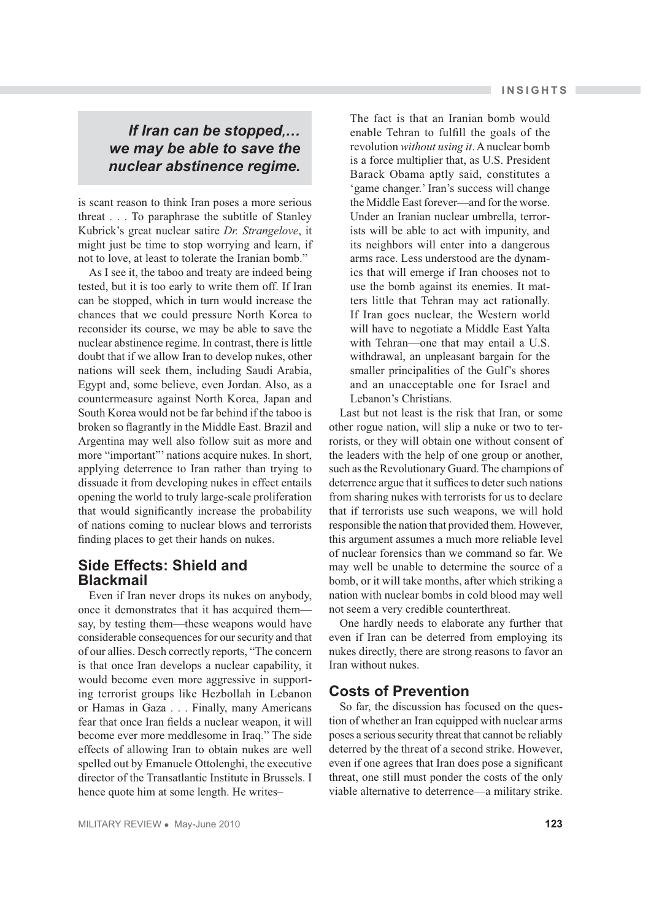*If Iran can be stopped,… we may be able to save the nuclear abstinence regime.*

is scant reason to think Iran poses a more serious threat . . . To paraphrase the subtitle of Stanley Kubrick's great nuclear satire *Dr. Strangelove*, it might just be time to stop worrying and learn, if not to love, at least to tolerate the Iranian bomb."

As I see it, the taboo and treaty are indeed being tested, but it is too early to write them off. If Iran can be stopped, which in turn would increase the chances that we could pressure North Korea to reconsider its course, we may be able to save the nuclear abstinence regime. In contrast, there is little doubt that if we allow Iran to develop nukes, other nations will seek them, including Saudi Arabia, Egypt and, some believe, even Jordan. Also, as a countermeasure against North Korea, Japan and South Korea would not be far behind if the taboo is broken so flagrantly in the Middle East. Brazil and Argentina may well also follow suit as more and more "important"' nations acquire nukes. In short, applying deterrence to Iran rather than trying to dissuade it from developing nukes in effect entails opening the world to truly large-scale proliferation that would significantly increase the probability of nations coming to nuclear blows and terrorists finding places to get their hands on nukes.

## Side Effects: Shield and Blackmail

Even if Iran never drops its nukes on anybody, once it demonstrates that it has acquired them—say, by testing them—these weapons would have considerable consequences for our security and that of our allies. Desch correctly reports, "The concern is that once Iran develops a nuclear capability, it would become even more aggressive in supporting terrorist groups like Hezbollah in Lebanon or Hamas in Gaza . . . Finally, many Americans fear that once Iran fields a nuclear weapon, it will become ever more meddlesome in Iraq." The side effects of allowing Iran to obtain nukes are well spelled out by Emanuele Ottolenghi, the executive director of the Transatlantic Institute in Brussels. I hence quote him at some length. He writes–

> The fact is that an Iranian bomb would enable Tehran to fulfill the goals of the revolution *without using it*. A nuclear bomb is a force multiplier that, as U.S. President Barack Obama aptly said, constitutes a 'game changer.' Iran's success will change the Middle East forever—and for the worse. Under an Iranian nuclear umbrella, terrorists will be able to act with impunity, and its neighbors will enter into a dangerous arms race. Less understood are the dynamics that will emerge if Iran chooses not to use the bomb against its enemies. It matters little that Tehran may act rationally. If Iran goes nuclear, the Western world will have to negotiate a Middle East Yalta with Tehran—one that may entail a U.S. withdrawal, an unpleasant bargain for the smaller principalities of the Gulf's shores and an unacceptable one for Israel and Lebanon's Christians.

Last but not least is the risk that Iran, or some other rogue nation, will slip a nuke or two to terrorists, or they will obtain one without consent of the leaders with the help of one group or another, such as the Revolutionary Guard. The champions of deterrence argue that it suffices to deter such nations from sharing nukes with terrorists for us to declare that if terrorists use such weapons, we will hold responsible the nation that provided them. However, this argument assumes a much more reliable level of nuclear forensics than we command so far. We may well be unable to determine the source of a bomb, or it will take months, after which striking a nation with nuclear bombs in cold blood may well not seem a very credible counterthreat.

One hardly needs to elaborate any further that even if Iran can be deterred from employing its nukes directly, there are strong reasons to favor an Iran without nukes.

## Costs of Prevention

So far, the discussion has focused on the question of whether an Iran equipped with nuclear arms poses a serious security threat that cannot be reliably deterred by the threat of a second strike. However, even if one agrees that Iran does pose a significant threat, one still must ponder the costs of the only viable alternative to deterrence—a military strike.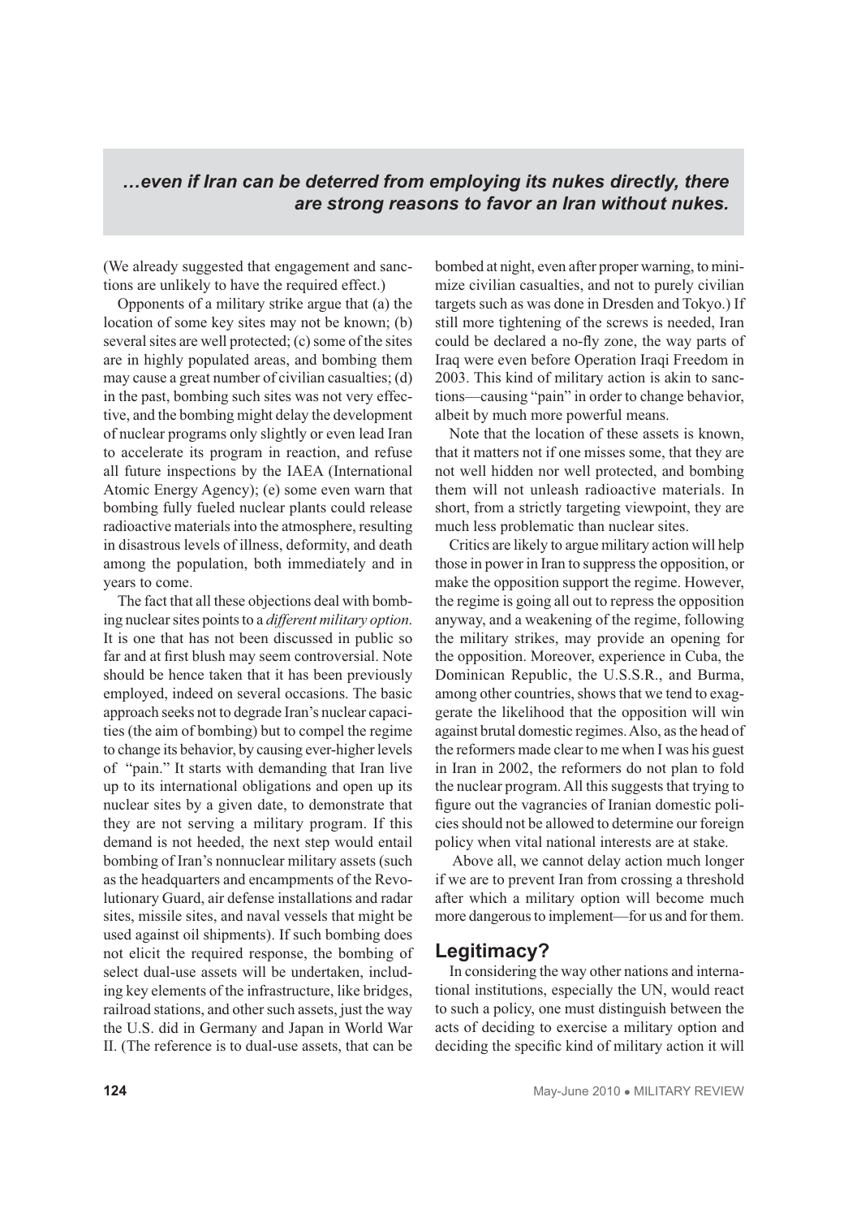*…even if Iran can be deterred from employing its nukes directly, there are strong reasons to favor an Iran without nukes.*

(We already suggested that engagement and sanctions are unlikely to have the required effect.)

Opponents of a military strike argue that (a) the location of some key sites may not be known; (b) several sites are well protected; (c) some of the sites are in highly populated areas, and bombing them may cause a great number of civilian casualties; (d) in the past, bombing such sites was not very effective, and the bombing might delay the development of nuclear programs only slightly or even lead Iran to accelerate its program in reaction, and refuse all future inspections by the IAEA (International Atomic Energy Agency); (e) some even warn that bombing fully fueled nuclear plants could release radioactive materials into the atmosphere, resulting in disastrous levels of illness, deformity, and death among the population, both immediately and in years to come.

The fact that all these objections deal with bombing nuclear sites points to a *different military option*. It is one that has not been discussed in public so far and at first blush may seem controversial. Note should be hence taken that it has been previously employed, indeed on several occasions. The basic approach seeks not to degrade Iran's nuclear capacities (the aim of bombing) but to compel the regime to change its behavior, by causing ever-higher levels of "pain." It starts with demanding that Iran live up to its international obligations and open up its nuclear sites by a given date, to demonstrate that they are not serving a military program. If this demand is not heeded, the next step would entail bombing of Iran's nonnuclear military assets (such as the headquarters and encampments of the Revolutionary Guard, air defense installations and radar sites, missile sites, and naval vessels that might be used against oil shipments). If such bombing does not elicit the required response, the bombing of select dual-use assets will be undertaken, including key elements of the infrastructure, like bridges, railroad stations, and other such assets, just the way the U.S. did in Germany and Japan in World War II. (The reference is to dual-use assets, that can be bombed at night, even after proper warning, to minimize civilian casualties, and not to purely civilian targets such as was done in Dresden and Tokyo.) If still more tightening of the screws is needed, Iran could be declared a no-fly zone, the way parts of Iraq were even before Operation Iraqi Freedom in 2003. This kind of military action is akin to sanctions—causing "pain" in order to change behavior, albeit by much more powerful means.

Note that the location of these assets is known, that it matters not if one misses some, that they are not well hidden nor well protected, and bombing them will not unleash radioactive materials. In short, from a strictly targeting viewpoint, they are much less problematic than nuclear sites.

Critics are likely to argue military action will help those in power in Iran to suppress the opposition, or make the opposition support the regime. However, the regime is going all out to repress the opposition anyway, and a weakening of the regime, following the military strikes, may provide an opening for the opposition. Moreover, experience in Cuba, the Dominican Republic, the U.S.S.R., and Burma, among other countries, shows that we tend to exaggerate the likelihood that the opposition will win against brutal domestic regimes. Also, as the head of the reformers made clear to me when I was his guest in Iran in 2002, the reformers do not plan to fold the nuclear program. All this suggests that trying to figure out the vagrancies of Iranian domestic policies should not be allowed to determine our foreign policy when vital national interests are at stake.

Above all, we cannot delay action much longer if we are to prevent Iran from crossing a threshold after which a military option will become much more dangerous to implement—for us and for them.

## Legitimacy?

In considering the way other nations and international institutions, especially the UN, would react to such a policy, one must distinguish between the acts of deciding to exercise a military option and deciding the specific kind of military action it will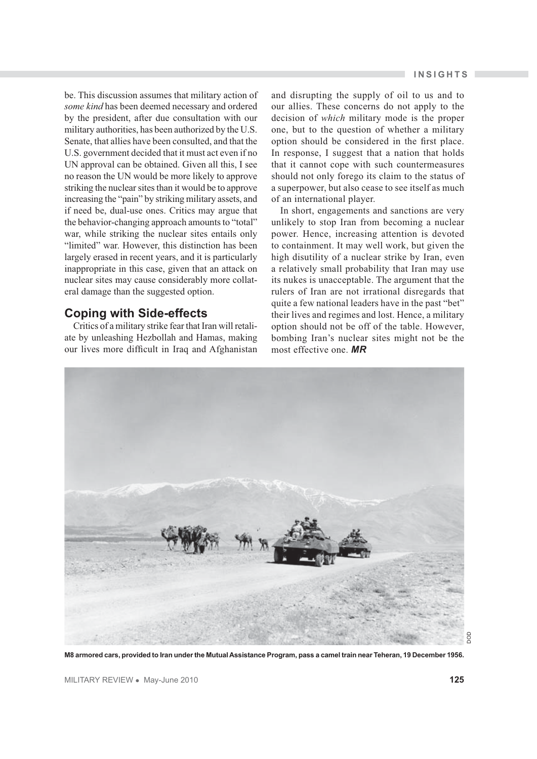be. This discussion assumes that military action of *some kind* has been deemed necessary and ordered by the president, after due consultation with our military authorities, has been authorized by the U.S. Senate, that allies have been consulted, and that the U.S. government decided that it must act even if no UN approval can be obtained. Given all this, I see no reason the UN would be more likely to approve striking the nuclear sites than it would be to approve increasing the "pain" by striking military assets, and if need be, dual-use ones. Critics may argue that the behavior-changing approach amounts to "total" war, while striking the nuclear sites entails only "limited" war. However, this distinction has been largely erased in recent years, and it is particularly inappropriate in this case, given that an attack on nuclear sites may cause considerably more collateral damage than the suggested option.

## Coping with Side-effects

Critics of a military strike fear that Iran will retaliate by unleashing Hezbollah and Hamas, making our lives more difficult in Iraq and Afghanistan and disrupting the supply of oil to us and to our allies. These concerns do not apply to the decision of *which* military mode is the proper one, but to the question of whether a military option should be considered in the first place. In response, I suggest that a nation that holds that it cannot cope with such countermeasures should not only forego its claim to the status of a superpower, but also cease to see itself as much of an international player.

In short, engagements and sanctions are very unlikely to stop Iran from becoming a nuclear power. Hence, increasing attention is devoted to containment. It may well work, but given the high disutility of a nuclear strike by Iran, even a relatively small probability that Iran may use its nukes is unacceptable. The argument that the rulers of Iran are not irrational disregards that quite a few national leaders have in the past "bet" their lives and regimes and lost. Hence, a military option should not be off of the table. However, bombing Iran's nuclear sites might not be the most effective one. ***MR***

DOD

**M8 armored cars, provided to Iran under the Mutual Assistance Program, pass a camel train near Teheran, 19 December 1956.**